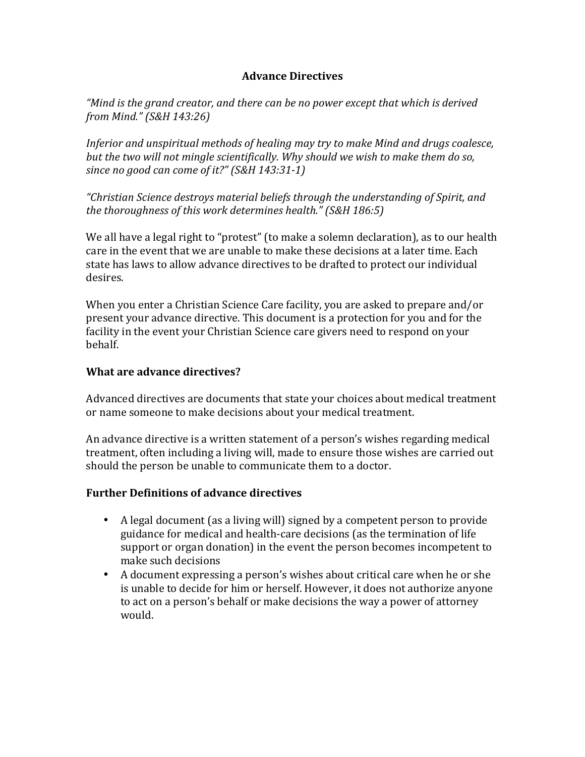# Advance Directives

*"Mind is the grand creator, and there can be no power except that which is derived from Mind." (S&H 143:26)*

*Inferior and unspiritual methods of healing may try to make Mind and drugs coalesce, but the two will not mingle scientifically. Why should we wish to make them do so, since no good can come of it?" (S&H 143:31-1)*

*"Christian Science destroys material beliefs through the understanding of Spirit, and the thoroughness of this work determines health." (S&H 186:5)*

We all have a legal right to "protest" (to make a solemn declaration), as to our health care in the event that we are unable to make these decisions at a later time. Each state has laws to allow advance directives to be drafted to protect our individual desires.

When you enter a Christian Science Care facility, you are asked to prepare and/or present your advance directive. This document is a protection for you and for the facility in the event your Christian Science care givers need to respond on your behalf.

## What are advance directives?

Advanced directives are documents that state your choices about medical treatment or name someone to make decisions about your medical treatment.

An advance directive is a written statement of a person's wishes regarding medical treatment, often including a living will, made to ensure those wishes are carried out should the person be unable to communicate them to a doctor.

## Further Definitions of advance directives

- A legal document (as a living will) signed by a competent person to provide guidance for medical and health-care decisions (as the termination of life support or organ donation) in the event the person becomes incompetent to make such decisions
- A document expressing a person's wishes about critical care when he or she is unable to decide for him or herself. However, it does not authorize anyone to act on a person's behalf or make decisions the way a power of attorney would.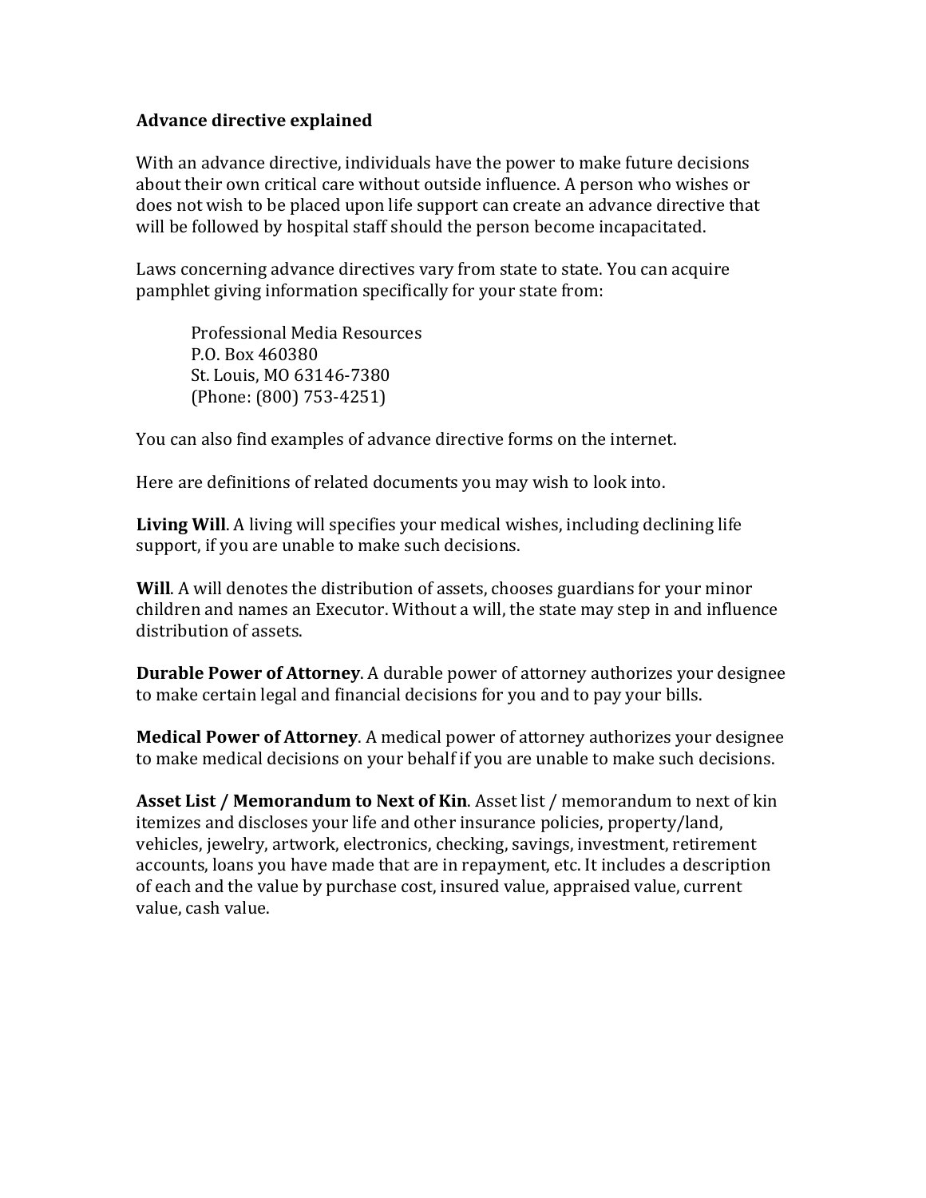**Advance directive explained**

With an advance directive, individuals have the power to make future decisions about their own critical care without outside influence. A person who wishes or does not wish to be placed upon life support can create an advance directive that will be followed by hospital staff should the person become incapacitated.

Laws concerning advance directives vary from state to state. You can acquire pamphlet giving information specifically for your state from:

> Professional Media Resources
> P.O. Box 460380
> St. Louis, MO 63146-7380
> (Phone: (800) 753-4251)

You can also find examples of advance directive forms on the internet.

Here are definitions of related documents you may wish to look into.

**Living Will**. A living will specifies your medical wishes, including declining life support, if you are unable to make such decisions.

**Will**. A will denotes the distribution of assets, chooses guardians for your minor children and names an Executor. Without a will, the state may step in and influence distribution of assets.

**Durable Power of Attorney**. A durable power of attorney authorizes your designee to make certain legal and financial decisions for you and to pay your bills.

**Medical Power of Attorney**. A medical power of attorney authorizes your designee to make medical decisions on your behalf if you are unable to make such decisions.

**Asset List / Memorandum to Next of Kin**. Asset list / memorandum to next of kin itemizes and discloses your life and other insurance policies, property/land, vehicles, jewelry, artwork, electronics, checking, savings, investment, retirement accounts, loans you have made that are in repayment, etc. It includes a description of each and the value by purchase cost, insured value, appraised value, current value, cash value.